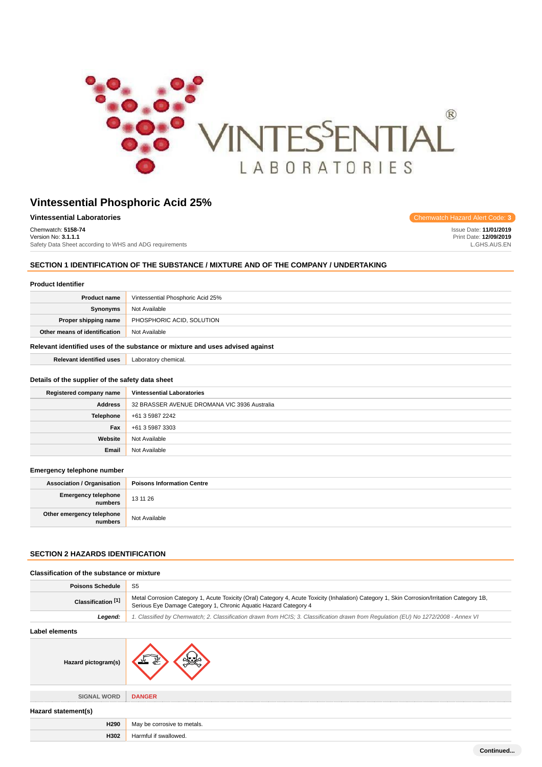# Vintessential Phosphoric Acid 25%

**Vintessential Laboratories**

Chemwatch Hazard Alert Code: **3**

Chemwatch: **5158-74**
Version No: **3.1.1.1**
Safety Data Sheet according to WHS and ADG requirements

Issue Date: **11/01/2019**
Print Date: **12/09/2019**
L.GHS.AUS.EN

## SECTION 1 IDENTIFICATION OF THE SUBSTANCE / MIXTURE AND OF THE COMPANY / UNDERTAKING

### Product Identifier

| | |
|---|---|
| **Product name** | Vintessential Phosphoric Acid 25% |
| **Synonyms** | Not Available |
| **Proper shipping name** | PHOSPHORIC ACID, SOLUTION |
| **Other means of identification** | Not Available |

### Relevant identified uses of the substance or mixture and uses advised against

| | |
|---|---|
| **Relevant identified uses** | Laboratory chemical. |

### Details of the supplier of the safety data sheet

| | |
|---|---|
| **Registered company name** | **Vintessential Laboratories** |
| **Address** | 32 BRASSER AVENUE DROMANA VIC 3936 Australia |
| **Telephone** | +61 3 5987 2242 |
| **Fax** | +61 3 5987 3303 |
| **Website** | Not Available |
| **Email** | Not Available |

### Emergency telephone number

| | |
|---|---|
| **Association / Organisation** | **Poisons Information Centre** |
| **Emergency telephone numbers** | 13 11 26 |
| **Other emergency telephone numbers** | Not Available |

## SECTION 2 HAZARDS IDENTIFICATION

### Classification of the substance or mixture

| | |
|---|---|
| **Poisons Schedule** | S5 |
| **Classification [1]** | Metal Corrosion Category 1, Acute Toxicity (Oral) Category 4, Acute Toxicity (Inhalation) Category 1, Skin Corrosion/Irritation Category 1B, Serious Eye Damage Category 1, Chronic Aquatic Hazard Category 4 |
| ***Legend:*** | *1. Classified by Chemwatch; 2. Classification drawn from HCIS; 3. Classification drawn from Regulation (EU) No 1272/2008 - Annex VI* |

### Label elements

| | |
|---|---|
| **Hazard pictogram(s)** | |
| **SIGNAL WORD** | **DANGER** |

### Hazard statement(s)

| | |
|---|---|
| **H290** | May be corrosive to metals. |
| **H302** | Harmful if swallowed. |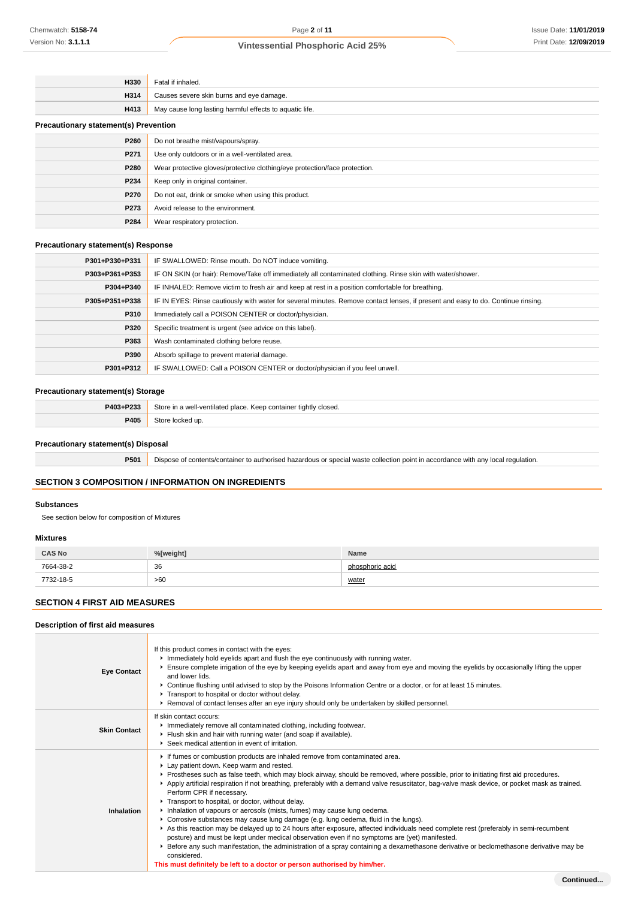| | |
|---|---|
| **H330** | Fatal if inhaled. |
| **H314** | Causes severe skin burns and eye damage. |
| **H413** | May cause long lasting harmful effects to aquatic life. |

### Precautionary statement(s) Prevention

| | |
|---|---|
| **P260** | Do not breathe mist/vapours/spray. |
| **P271** | Use only outdoors or in a well-ventilated area. |
| **P280** | Wear protective gloves/protective clothing/eye protection/face protection. |
| **P234** | Keep only in original container. |
| **P270** | Do not eat, drink or smoke when using this product. |
| **P273** | Avoid release to the environment. |
| **P284** | Wear respiratory protection. |

### Precautionary statement(s) Response

| | |
|---|---|
| **P301+P330+P331** | IF SWALLOWED: Rinse mouth. Do NOT induce vomiting. |
| **P303+P361+P353** | IF ON SKIN (or hair): Remove/Take off immediately all contaminated clothing. Rinse skin with water/shower. |
| **P304+P340** | IF INHALED: Remove victim to fresh air and keep at rest in a position comfortable for breathing. |
| **P305+P351+P338** | IF IN EYES: Rinse cautiously with water for several minutes. Remove contact lenses, if present and easy to do. Continue rinsing. |
| **P310** | Immediately call a POISON CENTER or doctor/physician. |
| **P320** | Specific treatment is urgent (see advice on this label). |
| **P363** | Wash contaminated clothing before reuse. |
| **P390** | Absorb spillage to prevent material damage. |
| **P301+P312** | IF SWALLOWED: Call a POISON CENTER or doctor/physician if you feel unwell. |

### Precautionary statement(s) Storage

| | |
|---|---|
| **P403+P233** | Store in a well-ventilated place. Keep container tightly closed. |
| **P405** | Store locked up. |

### Precautionary statement(s) Disposal

| | |
|---|---|
| **P501** | Dispose of contents/container to authorised hazardous or special waste collection point in accordance with any local regulation. |

## SECTION 3 COMPOSITION / INFORMATION ON INGREDIENTS

### Substances

See section below for composition of Mixtures

### Mixtures

| CAS No | %[weight] | Name |
|---|---|---|
| 7664-38-2 | 36 | phosphoric acid |
| 7732-18-5 | >60 | water |

## SECTION 4 FIRST AID MEASURES

### Description of first aid measures

| | |
|---|---|
| **Eye Contact** | If this product comes in contact with the eyes:<br>▸ Immediately hold eyelids apart and flush the eye continuously with running water.<br>▸ Ensure complete irrigation of the eye by keeping eyelids apart and away from eye and moving the eyelids by occasionally lifting the upper and lower lids.<br>▸ Continue flushing until advised to stop by the Poisons Information Centre or a doctor, or for at least 15 minutes.<br>▸ Transport to hospital or doctor without delay.<br>▸ Removal of contact lenses after an eye injury should only be undertaken by skilled personnel. |
| **Skin Contact** | If skin contact occurs:<br>▸ Immediately remove all contaminated clothing, including footwear.<br>▸ Flush skin and hair with running water (and soap if available).<br>▸ Seek medical attention in event of irritation. |
| **Inhalation** | ▸ If fumes or combustion products are inhaled remove from contaminated area.<br>▸ Lay patient down. Keep warm and rested.<br>▸ Prostheses such as false teeth, which may block airway, should be removed, where possible, prior to initiating first aid procedures.<br>▸ Apply artificial respiration if not breathing, preferably with a demand valve resuscitator, bag-valve mask device, or pocket mask as trained. Perform CPR if necessary.<br>▸ Transport to hospital, or doctor, without delay.<br>▸ Inhalation of vapours or aerosols (mists, fumes) may cause lung oedema.<br>▸ Corrosive substances may cause lung damage (e.g. lung oedema, fluid in the lungs).<br>▸ As this reaction may be delayed up to 24 hours after exposure, affected individuals need complete rest (preferably in semi-recumbent posture) and must be kept under medical observation even if no symptoms are (yet) manifested.<br>▸ Before any such manifestation, the administration of a spray containing a dexamethasone derivative or beclomethasone derivative may be considered.<br>**This must definitely be left to a doctor or person authorised by him/her.** |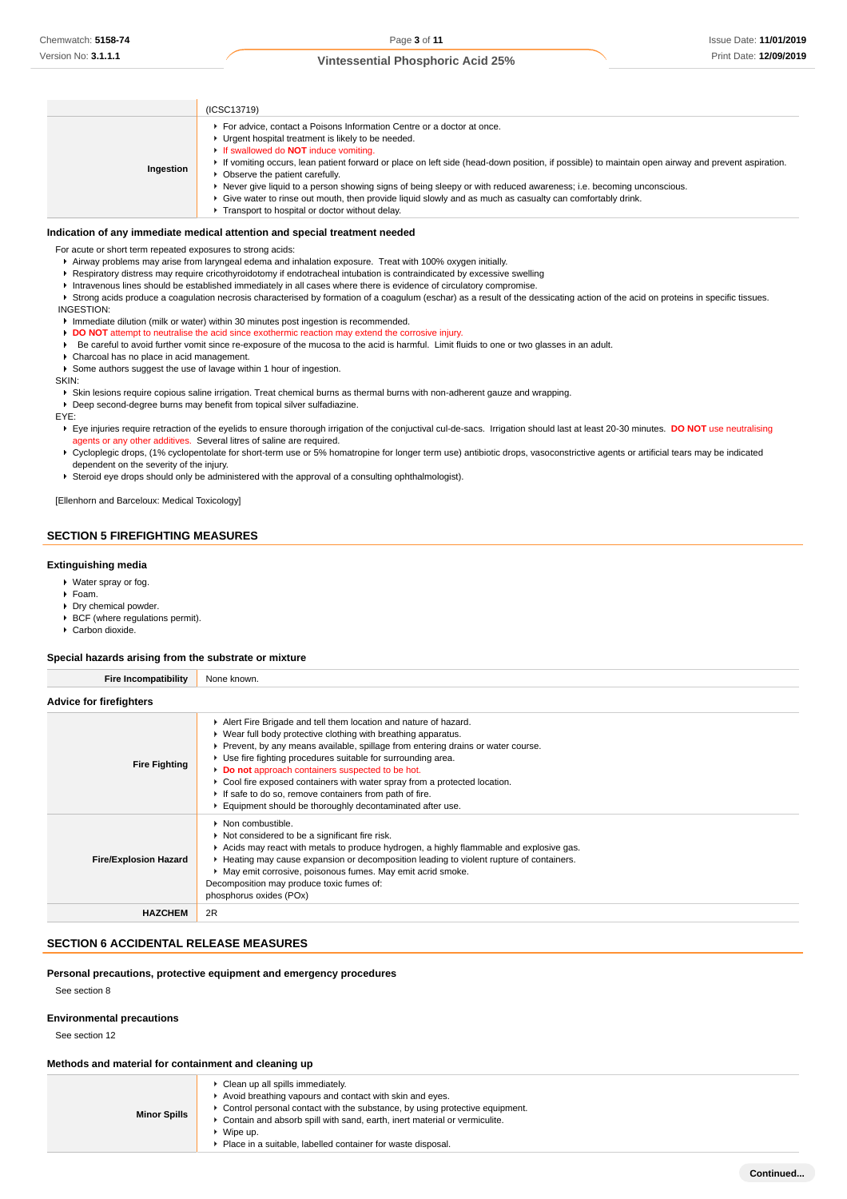| | |
|---|---|
| | (ICSC13719) |
| **Ingestion** | ▸ For advice, contact a Poisons Information Centre or a doctor at once.<br>▸ Urgent hospital treatment is likely to be needed.<br>▸ If swallowed do **NOT** induce vomiting.<br>▸ If vomiting occurs, lean patient forward or place on left side (head-down position, if possible) to maintain open airway and prevent aspiration.<br>▸ Observe the patient carefully.<br>▸ Never give liquid to a person showing signs of being sleepy or with reduced awareness; i.e. becoming unconscious.<br>▸ Give water to rinse out mouth, then provide liquid slowly and as much as casualty can comfortably drink.<br>▸ Transport to hospital or doctor without delay. |

### Indication of any immediate medical attention and special treatment needed

For acute or short term repeated exposures to strong acids:

- Airway problems may arise from laryngeal edema and inhalation exposure. Treat with 100% oxygen initially.
- Respiratory distress may require cricothyroidotomy if endotracheal intubation is contraindicated by excessive swelling
- Intravenous lines should be established immediately in all cases where there is evidence of circulatory compromise.
- Strong acids produce a coagulation necrosis characterised by formation of a coagulum (eschar) as a result of the dessicating action of the acid on proteins in specific tissues.

INGESTION:

- Immediate dilution (milk or water) within 30 minutes post ingestion is recommended.
- **DO NOT** attempt to neutralise the acid since exothermic reaction may extend the corrosive injury.
- Be careful to avoid further vomit since re-exposure of the mucosa to the acid is harmful. Limit fluids to one or two glasses in an adult.
- Charcoal has no place in acid management.
- Some authors suggest the use of lavage within 1 hour of ingestion.

SKIN:

- Skin lesions require copious saline irrigation. Treat chemical burns as thermal burns with non-adherent gauze and wrapping.
- Deep second-degree burns may benefit from topical silver sulfadiazine.

EYE:

- Eye injuries require retraction of the eyelids to ensure thorough irrigation of the conjuctival cul-de-sacs. Irrigation should last at least 20-30 minutes. **DO NOT** use neutralising agents or any other additives. Several litres of saline are required.
- Cycloplegic drops, (1% cyclopentolate for short-term use or 5% homatropine for longer term use) antibiotic drops, vasoconstrictive agents or artificial tears may be indicated dependent on the severity of the injury.
- Steroid eye drops should only be administered with the approval of a consulting ophthalmologist).

[Ellenhorn and Barceloux: Medical Toxicology]

## SECTION 5 FIREFIGHTING MEASURES

### Extinguishing media

- Water spray or fog.
- Foam.
- Dry chemical powder.
- BCF (where regulations permit).
- Carbon dioxide.

### Special hazards arising from the substrate or mixture

| | |
|---|---|
| **Fire Incompatibility** | None known. |

### Advice for firefighters

| | |
|---|---|
| **Fire Fighting** | ▸ Alert Fire Brigade and tell them location and nature of hazard.<br>▸ Wear full body protective clothing with breathing apparatus.<br>▸ Prevent, by any means available, spillage from entering drains or water course.<br>▸ Use fire fighting procedures suitable for surrounding area.<br>▸ **Do not** approach containers suspected to be hot.<br>▸ Cool fire exposed containers with water spray from a protected location.<br>▸ If safe to do so, remove containers from path of fire.<br>▸ Equipment should be thoroughly decontaminated after use. |
| **Fire/Explosion Hazard** | ▸ Non combustible.<br>▸ Not considered to be a significant fire risk.<br>▸ Acids may react with metals to produce hydrogen, a highly flammable and explosive gas.<br>▸ Heating may cause expansion or decomposition leading to violent rupture of containers.<br>▸ May emit corrosive, poisonous fumes. May emit acrid smoke.<br>Decomposition may produce toxic fumes of:<br>phosphorus oxides (POx) |
| **HAZCHEM** | 2R |

## SECTION 6 ACCIDENTAL RELEASE MEASURES

### Personal precautions, protective equipment and emergency procedures

See section 8

### Environmental precautions

See section 12

### Methods and material for containment and cleaning up

| | |
|---|---|
| **Minor Spills** | ▸ Clean up all spills immediately.<br>▸ Avoid breathing vapours and contact with skin and eyes.<br>▸ Control personal contact with the substance, by using protective equipment.<br>▸ Contain and absorb spill with sand, earth, inert material or vermiculite.<br>▸ Wipe up.<br>▸ Place in a suitable, labelled container for waste disposal. |

**Continued...**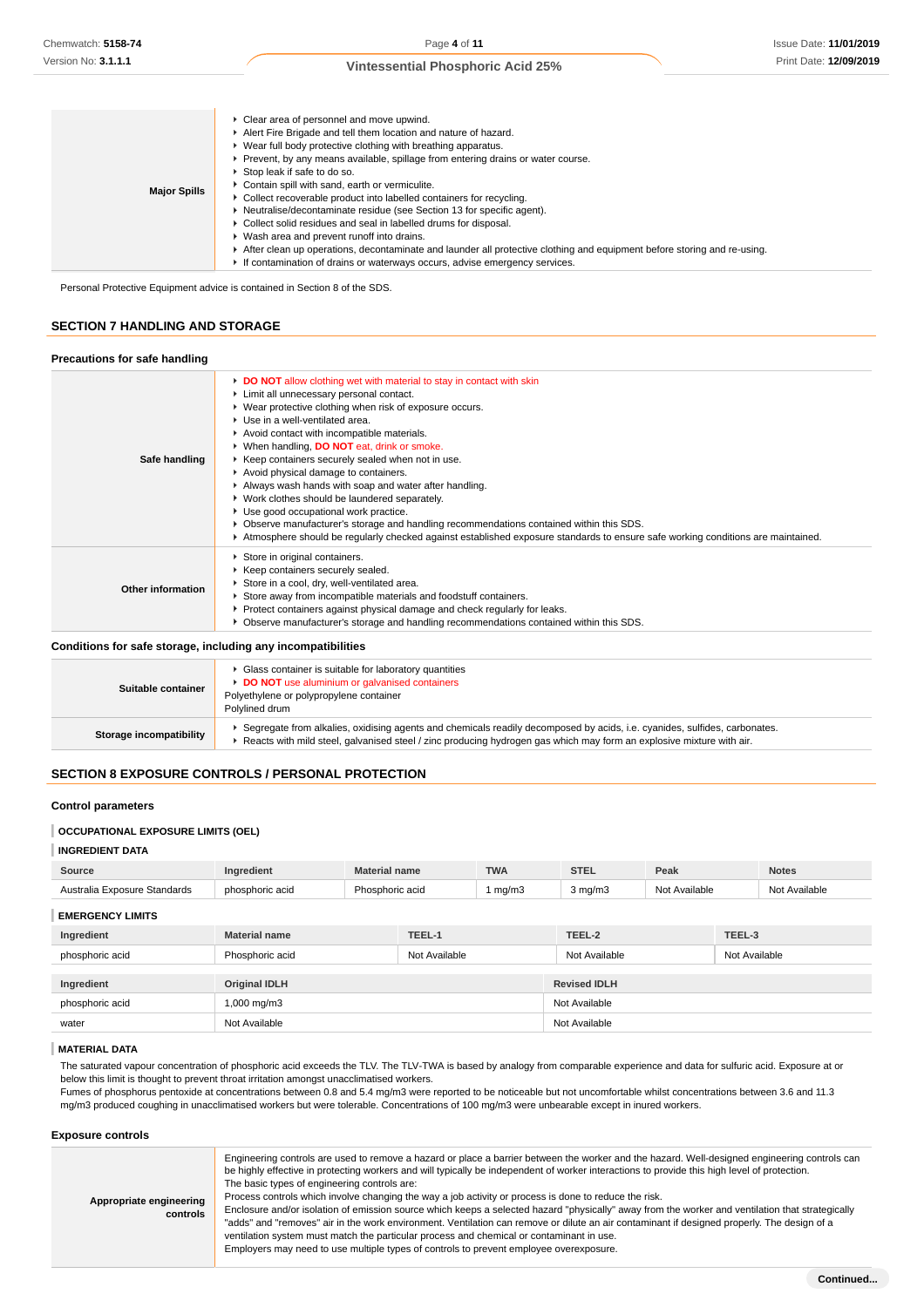| | |
|---|---|
| **Major Spills** | ▸ Clear area of personnel and move upwind.<br>▸ Alert Fire Brigade and tell them location and nature of hazard.<br>▸ Wear full body protective clothing with breathing apparatus.<br>▸ Prevent, by any means available, spillage from entering drains or water course.<br>▸ Stop leak if safe to do so.<br>▸ Contain spill with sand, earth or vermiculite.<br>▸ Collect recoverable product into labelled containers for recycling.<br>▸ Neutralise/decontaminate residue (see Section 13 for specific agent).<br>▸ Collect solid residues and seal in labelled drums for disposal.<br>▸ Wash area and prevent runoff into drains.<br>▸ After clean up operations, decontaminate and launder all protective clothing and equipment before storing and re-using.<br>▸ If contamination of drains or waterways occurs, advise emergency services. |

Personal Protective Equipment advice is contained in Section 8 of the SDS.

## SECTION 7 HANDLING AND STORAGE

### Precautions for safe handling

| | |
|---|---|
| **Safe handling** | ▸ **DO NOT** allow clothing wet with material to stay in contact with skin<br>▸ Limit all unnecessary personal contact.<br>▸ Wear protective clothing when risk of exposure occurs.<br>▸ Use in a well-ventilated area.<br>▸ Avoid contact with incompatible materials.<br>▸ When handling, **DO NOT** eat, drink or smoke.<br>▸ Keep containers securely sealed when not in use.<br>▸ Avoid physical damage to containers.<br>▸ Always wash hands with soap and water after handling.<br>▸ Work clothes should be laundered separately.<br>▸ Use good occupational work practice.<br>▸ Observe manufacturer's storage and handling recommendations contained within this SDS.<br>▸ Atmosphere should be regularly checked against established exposure standards to ensure safe working conditions are maintained. |
| **Other information** | ▸ Store in original containers.<br>▸ Keep containers securely sealed.<br>▸ Store in a cool, dry, well-ventilated area.<br>▸ Store away from incompatible materials and foodstuff containers.<br>▸ Protect containers against physical damage and check regularly for leaks.<br>▸ Observe manufacturer's storage and handling recommendations contained within this SDS. |

### Conditions for safe storage, including any incompatibilities

| | |
|---|---|
| **Suitable container** | ▸ Glass container is suitable for laboratory quantities<br>▸ **DO NOT** use aluminium or galvanised containers<br>Polyethylene or polypropylene container<br>Polylined drum |
| **Storage incompatibility** | ▸ Segregate from alkalies, oxidising agents and chemicals readily decomposed by acids, i.e. cyanides, sulfides, carbonates.<br>▸ Reacts with mild steel, galvanised steel / zinc producing hydrogen gas which may form an explosive mixture with air. |

## SECTION 8 EXPOSURE CONTROLS / PERSONAL PROTECTION

### Control parameters

**OCCUPATIONAL EXPOSURE LIMITS (OEL)**

**INGREDIENT DATA**

| Source | Ingredient | Material name | TWA | STEL | Peak | Notes |
|---|---|---|---|---|---|---|
| Australia Exposure Standards | phosphoric acid | Phosphoric acid | 1 mg/m3 | 3 mg/m3 | Not Available | Not Available |

**EMERGENCY LIMITS**

| Ingredient | Material name | TEEL-1 | TEEL-2 | TEEL-3 |
|---|---|---|---|---|
| phosphoric acid | Phosphoric acid | Not Available | Not Available | Not Available |

| Ingredient | Original IDLH | Revised IDLH |
|---|---|---|
| phosphoric acid | 1,000 mg/m3 | Not Available |
| water | Not Available | Not Available |

**MATERIAL DATA**

The saturated vapour concentration of phosphoric acid exceeds the TLV. The TLV-TWA is based by analogy from comparable experience and data for sulfuric acid. Exposure at or below this limit is thought to prevent throat irritation amongst unacclimatised workers.
Fumes of phosphorus pentoxide at concentrations between 0.8 and 5.4 mg/m3 were reported to be noticeable but not uncomfortable whilst concentrations between 3.6 and 11.3 mg/m3 produced coughing in unacclimatised workers but were tolerable. Concentrations of 100 mg/m3 were unbearable except in inured workers.

### Exposure controls

| | |
|---|---|
| **Appropriate engineering controls** | Engineering controls are used to remove a hazard or place a barrier between the worker and the hazard. Well-designed engineering controls can be highly effective in protecting workers and will typically be independent of worker interactions to provide this high level of protection.<br>The basic types of engineering controls are:<br>Process controls which involve changing the way a job activity or process is done to reduce the risk.<br>Enclosure and/or isolation of emission source which keeps a selected hazard "physically" away from the worker and ventilation that strategically "adds" and "removes" air in the work environment. Ventilation can remove or dilute an air contaminant if designed properly. The design of a ventilation system must match the particular process and chemical or contaminant in use.<br>Employers may need to use multiple types of controls to prevent employee overexposure. |

Continued...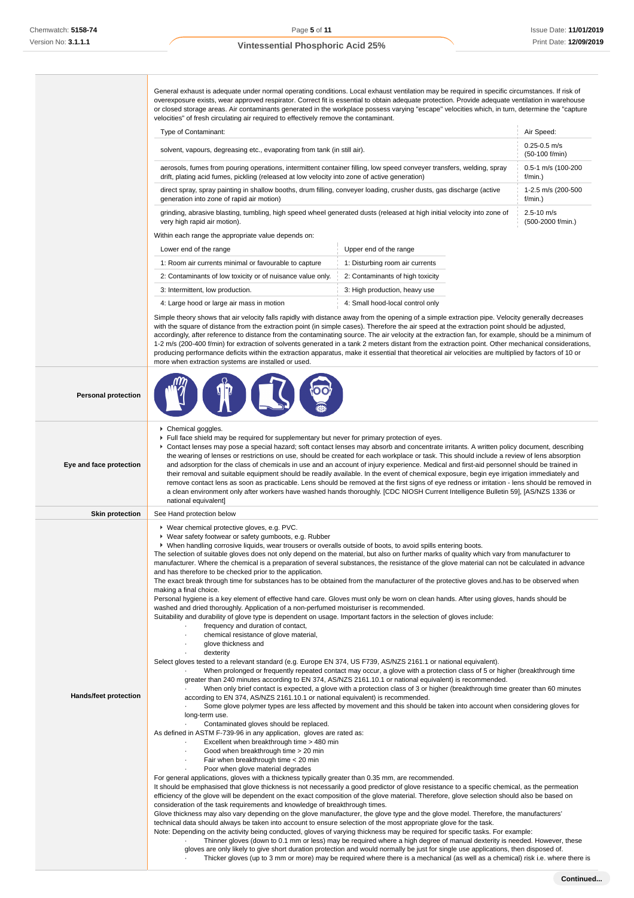General exhaust is adequate under normal operating conditions. Local exhaust ventilation may be required in specific circumstances. If risk of overexposure exists, wear approved respirator. Correct fit is essential to obtain adequate protection. Provide adequate ventilation in warehouse or closed storage areas. Air contaminants generated in the workplace possess varying "escape" velocities which, in turn, determine the "capture velocities" of fresh circulating air required to effectively remove the contaminant.

| Type of Contaminant: | Air Speed: |
|---|---|
| solvent, vapours, degreasing etc., evaporating from tank (in still air). | 0.25-0.5 m/s (50-100 f/min) |
| aerosols, fumes from pouring operations, intermittent container filling, low speed conveyer transfers, welding, spray drift, plating acid fumes, pickling (released at low velocity into zone of active generation) | 0.5-1 m/s (100-200 f/min.) |
| direct spray, spray painting in shallow booths, drum filling, conveyer loading, crusher dusts, gas discharge (active generation into zone of rapid air motion) | 1-2.5 m/s (200-500 f/min.) |
| grinding, abrasive blasting, tumbling, high speed wheel generated dusts (released at high initial velocity into zone of very high rapid air motion). | 2.5-10 m/s (500-2000 f/min.) |

Within each range the appropriate value depends on:

| Lower end of the range | Upper end of the range |
|---|---|
| 1: Room air currents minimal or favourable to capture | 1: Disturbing room air currents |
| 2: Contaminants of low toxicity or of nuisance value only. | 2: Contaminants of high toxicity |
| 3: Intermittent, low production. | 3: High production, heavy use |
| 4: Large hood or large air mass in motion | 4: Small hood-local control only |

Simple theory shows that air velocity falls rapidly with distance away from the opening of a simple extraction pipe. Velocity generally decreases with the square of distance from the extraction point (in simple cases). Therefore the air speed at the extraction point should be adjusted, accordingly, after reference to distance from the contaminating source. The air velocity at the extraction fan, for example, should be a minimum of 1-2 m/s (200-400 f/min) for extraction of solvents generated in a tank 2 meters distant from the extraction point. Other mechanical considerations, producing performance deficits within the extraction apparatus, make it essential that theoretical air velocities are multiplied by factors of 10 or more when extraction systems are installed or used.

**Personal protection**

**Eye and face protection**

- Chemical goggles.
- Full face shield may be required for supplementary but never for primary protection of eyes.
- Contact lenses may pose a special hazard; soft contact lenses may absorb and concentrate irritants. A written policy document, describing the wearing of lenses or restrictions on use, should be created for each workplace or task. This should include a review of lens absorption and adsorption for the class of chemicals in use and an account of injury experience. Medical and first-aid personnel should be trained in their removal and suitable equipment should be readily available. In the event of chemical exposure, begin eye irrigation immediately and remove contact lens as soon as practicable. Lens should be removed at the first signs of eye redness or irritation - lens should be removed in a clean environment only after workers have washed hands thoroughly. [CDC NIOSH Current Intelligence Bulletin 59], [AS/NZS 1336 or national equivalent]

**Skin protection**

See Hand protection below

**Hands/feet protection**

- Wear chemical protective gloves, e.g. PVC.
- Wear safety footwear or safety gumboots, e.g. Rubber
- When handling corrosive liquids, wear trousers or overalls outside of boots, to avoid spills entering boots.

The selection of suitable gloves does not only depend on the material, but also on further marks of quality which vary from manufacturer to manufacturer. Where the chemical is a preparation of several substances, the resistance of the glove material can not be calculated in advance and has therefore to be checked prior to the application.

The exact break through time for substances has to be obtained from the manufacturer of the protective gloves and.has to be observed when making a final choice.

Personal hygiene is a key element of effective hand care. Gloves must only be worn on clean hands. After using gloves, hands should be washed and dried thoroughly. Application of a non-perfumed moisturiser is recommended.

Suitability and durability of glove type is dependent on usage. Important factors in the selection of gloves include:

- frequency and duration of contact,
- chemical resistance of glove material,
- glove thickness and
- dexterity

Select gloves tested to a relevant standard (e.g. Europe EN 374, US F739, AS/NZS 2161.1 or national equivalent).

- When prolonged or frequently repeated contact may occur, a glove with a protection class of 5 or higher (breakthrough time greater than 240 minutes according to EN 374, AS/NZS 2161.10.1 or national equivalent) is recommended.
- When only brief contact is expected, a glove with a protection class of 3 or higher (breakthrough time greater than 60 minutes according to EN 374, AS/NZS 2161.10.1 or national equivalent) is recommended.
- Some glove polymer types are less affected by movement and this should be taken into account when considering gloves for long-term use.
- Contaminated gloves should be replaced.

As defined in ASTM F-739-96 in any application, gloves are rated as:

- Excellent when breakthrough time > 480 min
- Good when breakthrough time > 20 min
- Fair when breakthrough time < 20 min
- Poor when glove material degrades

For general applications, gloves with a thickness typically greater than 0.35 mm, are recommended.

It should be emphasised that glove thickness is not necessarily a good predictor of glove resistance to a specific chemical, as the permeation efficiency of the glove will be dependent on the exact composition of the glove material. Therefore, glove selection should also be based on consideration of the task requirements and knowledge of breakthrough times.

Glove thickness may also vary depending on the glove manufacturer, the glove type and the glove model. Therefore, the manufacturers' technical data should always be taken into account to ensure selection of the most appropriate glove for the task.

Note: Depending on the activity being conducted, gloves of varying thickness may be required for specific tasks. For example:

- Thinner gloves (down to 0.1 mm or less) may be required where a high degree of manual dexterity is needed. However, these gloves are only likely to give short duration protection and would normally be just for single use applications, then disposed of.
- Thicker gloves (up to 3 mm or more) may be required where there is a mechanical (as well as a chemical) risk i.e. where there is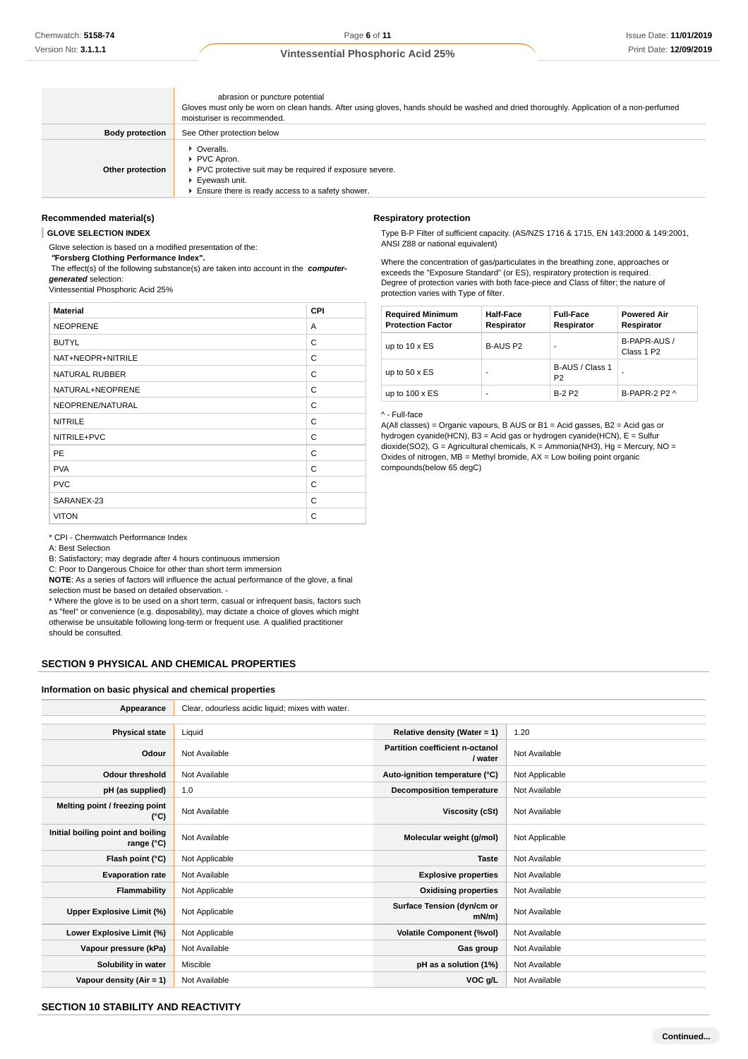| | |
|---|---|
| | abrasion or puncture potential<br>Gloves must only be worn on clean hands. After using gloves, hands should be washed and dried thoroughly. Application of a non-perfumed moisturiser is recommended. |
| **Body protection** | See Other protection below |
| **Other protection** | ▸ Overalls.<br>▸ PVC Apron.<br>▸ PVC protective suit may be required if exposure severe.<br>▸ Eyewash unit.<br>▸ Ensure there is ready access to a safety shower. |

### Recommended material(s)

**GLOVE SELECTION INDEX**

Glove selection is based on a modified presentation of the:
***"Forsberg Clothing Performance Index".***
The effect(s) of the following substance(s) are taken into account in the ***computer-generated*** selection:
Vintessential Phosphoric Acid 25%

| Material | CPI |
|---|---|
| NEOPRENE | A |
| BUTYL | C |
| NAT+NEOPR+NITRILE | C |
| NATURAL RUBBER | C |
| NATURAL+NEOPRENE | C |
| NEOPRENE/NATURAL | C |
| NITRILE | C |
| NITRILE+PVC | C |
| PE | C |
| PVA | C |
| PVC | C |
| SARANEX-23 | C |
| VITON | C |

* CPI - Chemwatch Performance Index
A: Best Selection
B: Satisfactory; may degrade after 4 hours continuous immersion
C: Poor to Dangerous Choice for other than short term immersion
**NOTE**: As a series of factors will influence the actual performance of the glove, a final selection must be based on detailed observation. -
* Where the glove is to be used on a short term, casual or infrequent basis, factors such as "feel" or convenience (e.g. disposability), may dictate a choice of gloves which might otherwise be unsuitable following long-term or frequent use. A qualified practitioner should be consulted.

### Respiratory protection

Type B-P Filter of sufficient capacity. (AS/NZS 1716 & 1715, EN 143:2000 & 149:2001, ANSI Z88 or national equivalent)

Where the concentration of gas/particulates in the breathing zone, approaches or exceeds the "Exposure Standard" (or ES), respiratory protection is required.
Degree of protection varies with both face-piece and Class of filter; the nature of protection varies with Type of filter.

| Required Minimum Protection Factor | Half-Face Respirator | Full-Face Respirator | Powered Air Respirator |
|---|---|---|---|
| up to 10 x ES | B-AUS P2 | - | B-PAPR-AUS / Class 1 P2 |
| up to 50 x ES | - | B-AUS / Class 1 P2 | - |
| up to 100 x ES | - | B-2 P2 | B-PAPR-2 P2 ^ |

^ - Full-face
A(All classes) = Organic vapours, B AUS or B1 = Acid gasses, B2 = Acid gas or hydrogen cyanide(HCN), B3 = Acid gas or hydrogen cyanide(HCN), E = Sulfur dioxide(SO2), G = Agricultural chemicals, K = Ammonia(NH3), Hg = Mercury, NO = Oxides of nitrogen, MB = Methyl bromide, AX = Low boiling point organic compounds(below 65 degC)

## SECTION 9 PHYSICAL AND CHEMICAL PROPERTIES

### Information on basic physical and chemical properties

| | | | |
|---|---|---|---|
| **Appearance** | Clear, odourless acidic liquid; mixes with water. | | |
| **Physical state** | Liquid | **Relative density (Water = 1)** | 1.20 |
| **Odour** | Not Available | **Partition coefficient n-octanol / water** | Not Available |
| **Odour threshold** | Not Available | **Auto-ignition temperature (°C)** | Not Applicable |
| **pH (as supplied)** | 1.0 | **Decomposition temperature** | Not Available |
| **Melting point / freezing point (°C)** | Not Available | **Viscosity (cSt)** | Not Available |
| **Initial boiling point and boiling range (°C)** | Not Available | **Molecular weight (g/mol)** | Not Applicable |
| **Flash point (°C)** | Not Applicable | **Taste** | Not Available |
| **Evaporation rate** | Not Available | **Explosive properties** | Not Available |
| **Flammability** | Not Applicable | **Oxidising properties** | Not Available |
| **Upper Explosive Limit (%)** | Not Applicable | **Surface Tension (dyn/cm or mN/m)** | Not Available |
| **Lower Explosive Limit (%)** | Not Applicable | **Volatile Component (%vol)** | Not Available |
| **Vapour pressure (kPa)** | Not Available | **Gas group** | Not Available |
| **Solubility in water** | Miscible | **pH as a solution (1%)** | Not Available |
| **Vapour density (Air = 1)** | Not Available | **VOC g/L** | Not Available |

## SECTION 10 STABILITY AND REACTIVITY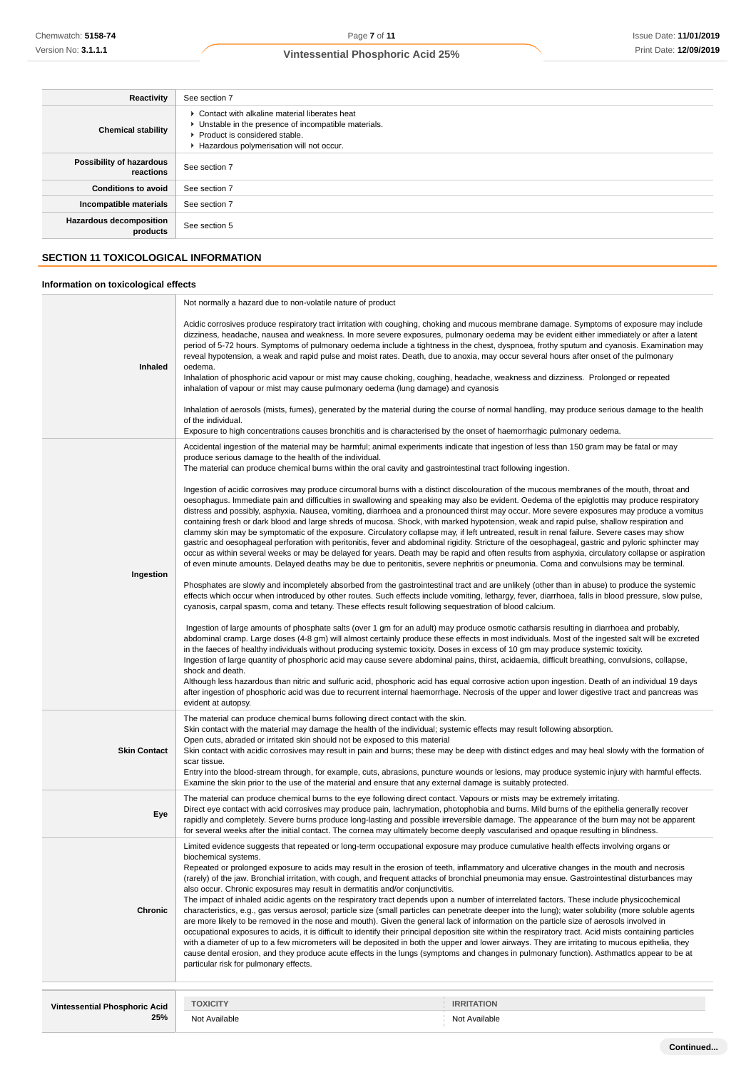| | |
|---|---|
| **Reactivity** | See section 7 |
| **Chemical stability** | ▸ Contact with alkaline material liberates heat<br>▸ Unstable in the presence of incompatible materials.<br>▸ Product is considered stable.<br>▸ Hazardous polymerisation will not occur. |
| **Possibility of hazardous reactions** | See section 7 |
| **Conditions to avoid** | See section 7 |
| **Incompatible materials** | See section 7 |
| **Hazardous decomposition products** | See section 5 |

## SECTION 11 TOXICOLOGICAL INFORMATION

### Information on toxicological effects

| | |
|---|---|
| **Inhaled** | Not normally a hazard due to non-volatile nature of product<br><br>Acidic corrosives produce respiratory tract irritation with coughing, choking and mucous membrane damage. Symptoms of exposure may include dizziness, headache, nausea and weakness. In more severe exposures, pulmonary oedema may be evident either immediately or after a latent period of 5-72 hours. Symptoms of pulmonary oedema include a tightness in the chest, dyspnoea, frothy sputum and cyanosis. Examination may reveal hypotension, a weak and rapid pulse and moist rates. Death, due to anoxia, may occur several hours after onset of the pulmonary oedema.<br>Inhalation of phosphoric acid vapour or mist may cause choking, coughing, headache, weakness and dizziness. Prolonged or repeated inhalation of vapour or mist may cause pulmonary oedema (lung damage) and cyanosis<br><br>Inhalation of aerosols (mists, fumes), generated by the material during the course of normal handling, may produce serious damage to the health of the individual.<br>Exposure to high concentrations causes bronchitis and is characterised by the onset of haemorrhagic pulmonary oedema. |
| **Ingestion** | Accidental ingestion of the material may be harmful; animal experiments indicate that ingestion of less than 150 gram may be fatal or may produce serious damage to the health of the individual.<br>The material can produce chemical burns within the oral cavity and gastrointestinal tract following ingestion.<br><br>Ingestion of acidic corrosives may produce circumoral burns with a distinct discolouration of the mucous membranes of the mouth, throat and oesophagus. Immediate pain and difficulties in swallowing and speaking may also be evident. Oedema of the epiglottis may produce respiratory distress and possibly, asphyxia. Nausea, vomiting, diarrhoea and a pronounced thirst may occur. More severe exposures may produce a vomitus containing fresh or dark blood and large shreds of mucosa. Shock, with marked hypotension, weak and rapid pulse, shallow respiration and clammy skin may be symptomatic of the exposure. Circulatory collapse may, if left untreated, result in renal failure. Severe cases may show gastric and oesophageal perforation with peritonitis, fever and abdominal rigidity. Stricture of the oesophageal, gastric and pyloric sphincter may occur as within several weeks or may be delayed for years. Death may be rapid and often results from asphyxia, circulatory collapse or aspiration of even minute amounts. Delayed deaths may be due to peritonitis, severe nephritis or pneumonia. Coma and convulsions may be terminal.<br><br>Phosphates are slowly and incompletely absorbed from the gastrointestinal tract and are unlikely (other than in abuse) to produce the systemic effects which occur when introduced by other routes. Such effects include vomiting, lethargy, fever, diarrhoea, falls in blood pressure, slow pulse, cyanosis, carpal spasm, coma and tetany. These effects result following sequestration of blood calcium.<br><br>Ingestion of large amounts of phosphate salts (over 1 gm for an adult) may produce osmotic catharsis resulting in diarrhoea and probably, abdominal cramp. Large doses (4-8 gm) will almost certainly produce these effects in most individuals. Most of the ingested salt will be excreted in the faeces of healthy individuals without producing systemic toxicity. Doses in excess of 10 gm may produce systemic toxicity.<br>Ingestion of large quantity of phosphoric acid may cause severe abdominal pains, thirst, acidaemia, difficult breathing, convulsions, collapse, shock and death.<br>Although less hazardous than nitric and sulfuric acid, phosphoric acid has equal corrosive action upon ingestion. Death of an individual 19 days after ingestion of phosphoric acid was due to recurrent internal haemorrhage. Necrosis of the upper and lower digestive tract and pancreas was evident at autopsy. |
| **Skin Contact** | The material can produce chemical burns following direct contact with the skin.<br>Skin contact with the material may damage the health of the individual; systemic effects may result following absorption.<br>Open cuts, abraded or irritated skin should not be exposed to this material<br>Skin contact with acidic corrosives may result in pain and burns; these may be deep with distinct edges and may heal slowly with the formation of scar tissue.<br>Entry into the blood-stream through, for example, cuts, abrasions, puncture wounds or lesions, may produce systemic injury with harmful effects. Examine the skin prior to the use of the material and ensure that any external damage is suitably protected. |
| **Eye** | The material can produce chemical burns to the eye following direct contact. Vapours or mists may be extremely irritating.<br>Direct eye contact with acid corrosives may produce pain, lachrymation, photophobia and burns. Mild burns of the epithelia generally recover rapidly and completely. Severe burns produce long-lasting and possible irreversible damage. The appearance of the burn may not be apparent for several weeks after the initial contact. The cornea may ultimately become deeply vascularised and opaque resulting in blindness. |
| **Chronic** | Limited evidence suggests that repeated or long-term occupational exposure may produce cumulative health effects involving organs or biochemical systems.<br>Repeated or prolonged exposure to acids may result in the erosion of teeth, inflammatory and ulcerative changes in the mouth and necrosis (rarely) of the jaw. Bronchial irritation, with cough, and frequent attacks of bronchial pneumonia may ensue. Gastrointestinal disturbances may also occur. Chronic exposures may result in dermatitis and/or conjunctivitis.<br>The impact of inhaled acidic agents on the respiratory tract depends upon a number of interrelated factors. These include physicochemical characteristics, e.g., gas versus aerosol; particle size (small particles can penetrate deeper into the lung); water solubility (more soluble agents are more likely to be removed in the nose and mouth). Given the general lack of information on the particle size of aerosols involved in occupational exposures to acids, it is difficult to identify their principal deposition site within the respiratory tract. Acid mists containing particles with a diameter of up to a few micrometers will be deposited in both the upper and lower airways. They are irritating to mucous epithelia, they cause dental erosion, and they produce acute effects in the lungs (symptoms and changes in pulmonary function). Asthmatics appear to be at particular risk for pulmonary effects. |

| **Vintessential Phosphoric Acid 25%** | TOXICITY | IRRITATION |
|---|---|---|
| | Not Available | Not Available |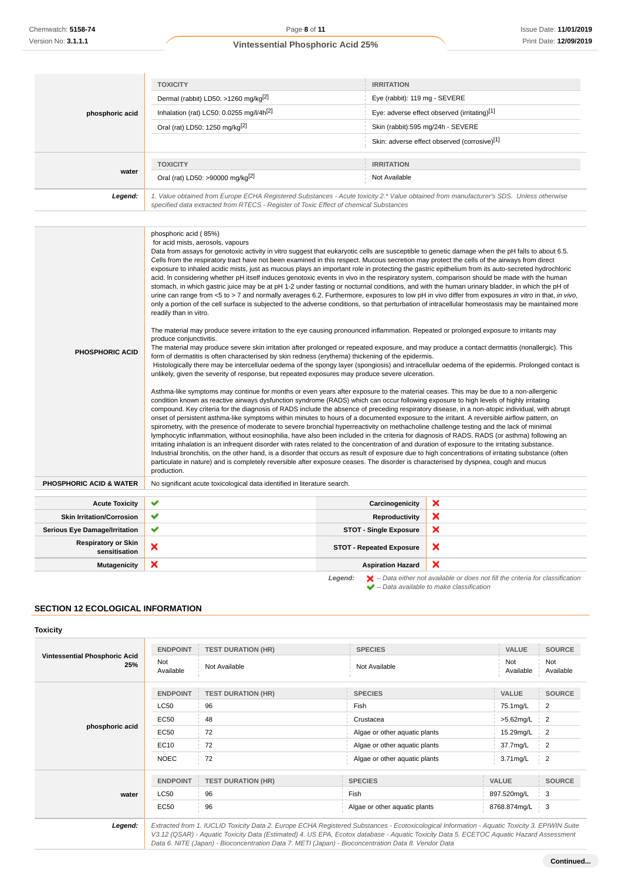| | TOXICITY | IRRITATION |
|---|---|---|
| phosphoric acid | Dermal (rabbit) LD50: >1260 mg/kg[2] | Eye (rabbit): 119 mg - SEVERE |
| | Inhalation (rat) LC50: 0.0255 mg/l/4h[2] | Eye: adverse effect observed (irritating)[1] |
| | Oral (rat) LD50: 1250 mg/kg[2] | Skin (rabbit):595 mg/24h - SEVERE |
| | | Skin: adverse effect observed (corrosive)[1] |
| water | Oral (rat) LD50: >90000 mg/kg[2] | Not Available |

| | |
|---|---|
| **Legend:** | *1. Value obtained from Europe ECHA Registered Substances - Acute toxicity 2.* Value obtained from manufacturer's SDS. Unless otherwise specified data extracted from RTECS - Register of Toxic Effect of chemical Substances* |

**PHOSPHORIC ACID**

phosphoric acid ( 85%)
for acid mists, aerosols, vapours
Data from assays for genotoxic activity in vitro suggest that eukaryotic cells are susceptible to genetic damage when the pH falls to about 6.5. Cells from the respiratory tract have not been examined in this respect. Mucous secretion may protect the cells of the airways from direct exposure to inhaled acidic mists, just as mucous plays an important role in protecting the gastric epithelium from its auto-secreted hydrochloric acid. In considering whether pH itself induces genotoxic events in vivo in the respiratory system, comparison should be made with the human stomach, in which gastric juice may be at pH 1-2 under fasting or nocturnal conditions, and with the human urinary bladder, in which the pH of urine can range from <5 to > 7 and normally averages 6.2. Furthermore, exposures to low pH in vivo differ from exposures *in vitro* in that, *in vivo*, only a portion of the cell surface is subjected to the adverse conditions, so that perturbation of intracellular homeostasis may be maintained more readily than in vitro.

The material may produce severe irritation to the eye causing pronounced inflammation. Repeated or prolonged exposure to irritants may produce conjunctivitis.
The material may produce severe skin irritation after prolonged or repeated exposure, and may produce a contact dermatitis (nonallergic). This form of dermatitis is often characterised by skin redness (erythema) thickening of the epidermis.
Histologically there may be intercellular oedema of the spongy layer (spongiosis) and intracellular oedema of the epidermis. Prolonged contact is unlikely, given the severity of response, but repeated exposures may produce severe ulceration.

Asthma-like symptoms may continue for months or even years after exposure to the material ceases. This may be due to a non-allergenic condition known as reactive airways dysfunction syndrome (RADS) which can occur following exposure to high levels of highly irritating compound. Key criteria for the diagnosis of RADS include the absence of preceding respiratory disease, in a non-atopic individual, with abrupt onset of persistent asthma-like symptoms within minutes to hours of a documented exposure to the irritant. A reversible airflow pattern, on spirometry, with the presence of moderate to severe bronchial hyperreactivity on methacholine challenge testing and the lack of minimal lymphocytic inflammation, without eosinophilia, have also been included in the criteria for diagnosis of RADS. RADS (or asthma) following an irritating inhalation is an infrequent disorder with rates related to the concentration of and duration of exposure to the irritating substance. Industrial bronchitis, on the other hand, is a disorder that occurs as result of exposure due to high concentrations of irritating substance (often particulate in nature) and is completely reversible after exposure ceases. The disorder is characterised by dyspnea, cough and mucus production.

**PHOSPHORIC ACID & WATER**

No significant acute toxicological data identified in literature search.

| | | | |
|---|---|---|---|
| **Acute Toxicity** | ✔ | **Carcinogenicity** | ✘ |
| **Skin Irritation/Corrosion** | ✔ | **Reproductivity** | ✘ |
| **Serious Eye Damage/Irritation** | ✔ | **STOT - Single Exposure** | ✘ |
| **Respiratory or Skin sensitisation** | ✘ | **STOT - Repeated Exposure** | ✘ |
| **Mutagenicity** | ✘ | **Aspiration Hazard** | ✘ |

*Legend:* ✘ *– Data either not available or does not fill the criteria for classification*
✔ *– Data available to make classification*

## SECTION 12 ECOLOGICAL INFORMATION

### Toxicity

| | ENDPOINT | TEST DURATION (HR) | SPECIES | VALUE | SOURCE |
|---|---|---|---|---|---|
| Vintessential Phosphoric Acid 25% | Not Available | Not Available | Not Available | Not Available | Not Available |
| phosphoric acid | LC50 | 96 | Fish | 75.1mg/L | 2 |
| | EC50 | 48 | Crustacea | >5.62mg/L | 2 |
| | EC50 | 72 | Algae or other aquatic plants | 15.29mg/L | 2 |
| | EC10 | 72 | Algae or other aquatic plants | 37.7mg/L | 2 |
| | NOEC | 72 | Algae or other aquatic plants | 3.71mg/L | 2 |
| water | LC50 | 96 | Fish | 897.520mg/L | 3 |
| | EC50 | 96 | Algae or other aquatic plants | 8768.874mg/L | 3 |

| | |
|---|---|
| **Legend:** | *Extracted from 1. IUCLID Toxicity Data 2. Europe ECHA Registered Substances - Ecotoxicological Information - Aquatic Toxicity 3. EPIWIN Suite V3.12 (QSAR) - Aquatic Toxicity Data (Estimated) 4. US EPA, Ecotox database - Aquatic Toxicity Data 5. ECETOC Aquatic Hazard Assessment Data 6. NITE (Japan) - Bioconcentration Data 7. METI (Japan) - Bioconcentration Data 8. Vendor Data* |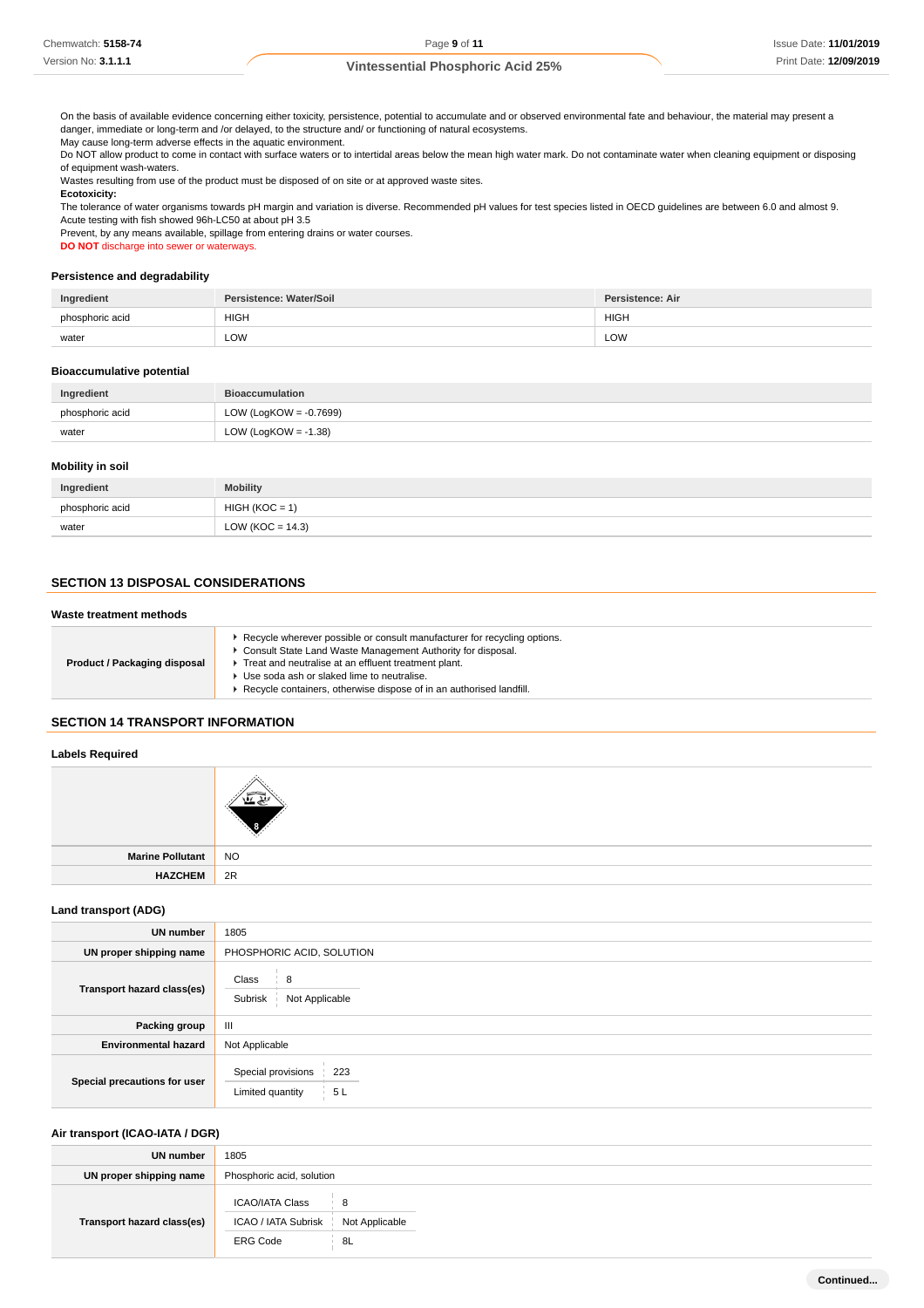On the basis of available evidence concerning either toxicity, persistence, potential to accumulate and or observed environmental fate and behaviour, the material may present a danger, immediate or long-term and /or delayed, to the structure and/ or functioning of natural ecosystems.
May cause long-term adverse effects in the aquatic environment.
Do NOT allow product to come in contact with surface waters or to intertidal areas below the mean high water mark. Do not contaminate water when cleaning equipment or disposing of equipment wash-waters.
Wastes resulting from use of the product must be disposed of on site or at approved waste sites.
**Ecotoxicity:**
The tolerance of water organisms towards pH margin and variation is diverse. Recommended pH values for test species listed in OECD guidelines are between 6.0 and almost 9.
Acute testing with fish showed 96h-LC50 at about pH 3.5
Prevent, by any means available, spillage from entering drains or water courses.
**DO NOT** discharge into sewer or waterways.

### Persistence and degradability

| Ingredient | Persistence: Water/Soil | Persistence: Air |
|---|---|---|
| phosphoric acid | HIGH | HIGH |
| water | LOW | LOW |

### Bioaccumulative potential

| Ingredient | Bioaccumulation |
|---|---|
| phosphoric acid | LOW (LogKOW = -0.7699) |
| water | LOW (LogKOW = -1.38) |

### Mobility in soil

| Ingredient | Mobility |
|---|---|
| phosphoric acid | HIGH (KOC = 1) |
| water | LOW (KOC = 14.3) |

## SECTION 13 DISPOSAL CONSIDERATIONS

### Waste treatment methods

| | |
|---|---|
| **Product / Packaging disposal** | ▶ Recycle wherever possible or consult manufacturer for recycling options.<br>▶ Consult State Land Waste Management Authority for disposal.<br>▶ Treat and neutralise at an effluent treatment plant.<br>▶ Use soda ash or slaked lime to neutralise.<br>▶ Recycle containers, otherwise dispose of in an authorised landfill. |

## SECTION 14 TRANSPORT INFORMATION

### Labels Required

| | |
|---|---|
| | |
| **Marine Pollutant** | NO |
| **HAZCHEM** | 2R |

### Land transport (ADG)

| | |
|---|---|
| **UN number** | 1805 |
| **UN proper shipping name** | PHOSPHORIC ACID, SOLUTION |
| **Transport hazard class(es)** | Class: 8<br>Subrisk: Not Applicable |
| **Packing group** | III |
| **Environmental hazard** | Not Applicable |
| **Special precautions for user** | Special provisions: 223<br>Limited quantity: 5 L |

### Air transport (ICAO-IATA / DGR)

| | |
|---|---|
| **UN number** | 1805 |
| **UN proper shipping name** | Phosphoric acid, solution |
| **Transport hazard class(es)** | ICAO/IATA Class: 8<br>ICAO / IATA Subrisk: Not Applicable<br>ERG Code: 8L |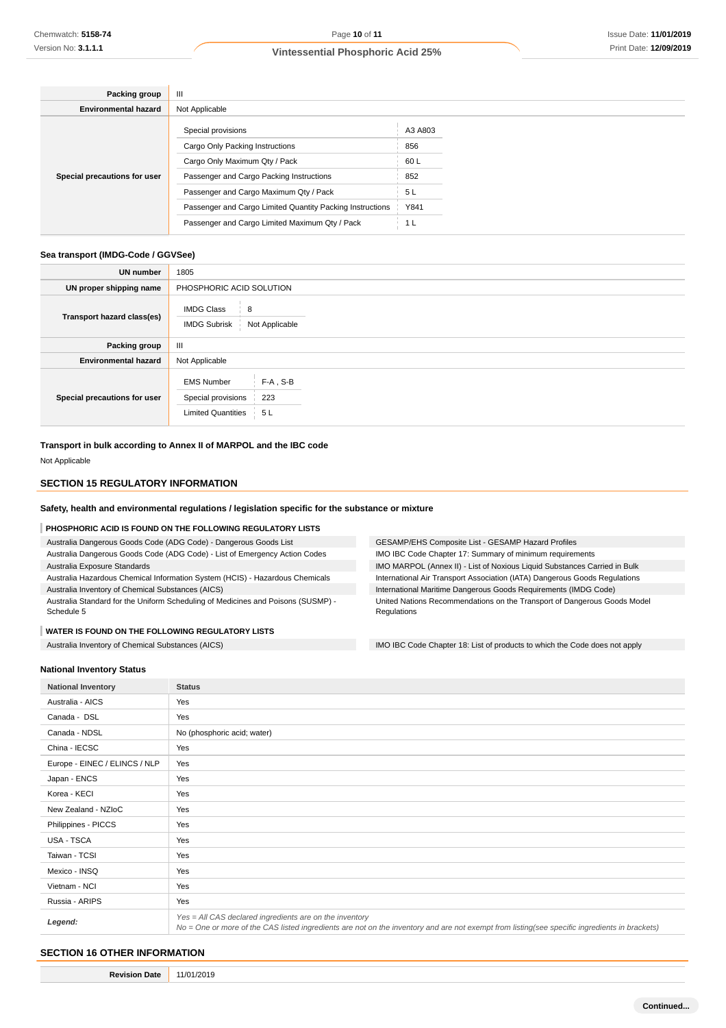| | |
|---|---|
| **Packing group** | III |
| **Environmental hazard** | Not Applicable |
| **Special precautions for user** | Special provisions: A3 A803<br>Cargo Only Packing Instructions: 856<br>Cargo Only Maximum Qty / Pack: 60 L<br>Passenger and Cargo Packing Instructions: 852<br>Passenger and Cargo Maximum Qty / Pack: 5 L<br>Passenger and Cargo Limited Quantity Packing Instructions: Y841<br>Passenger and Cargo Limited Maximum Qty / Pack: 1 L |

### Sea transport (IMDG-Code / GGVSee)

| | |
|---|---|
| **UN number** | 1805 |
| **UN proper shipping name** | PHOSPHORIC ACID SOLUTION |
| **Transport hazard class(es)** | IMDG Class: 8<br>IMDG Subrisk: Not Applicable |
| **Packing group** | III |
| **Environmental hazard** | Not Applicable |
| **Special precautions for user** | EMS Number: F-A , S-B<br>Special provisions: 223<br>Limited Quantities: 5 L |

### Transport in bulk according to Annex II of MARPOL and the IBC code

Not Applicable

## SECTION 15 REGULATORY INFORMATION

### Safety, health and environmental regulations / legislation specific for the substance or mixture

**PHOSPHORIC ACID IS FOUND ON THE FOLLOWING REGULATORY LISTS**

- Australia Dangerous Goods Code (ADG Code) - Dangerous Goods List
- Australia Dangerous Goods Code (ADG Code) - List of Emergency Action Codes
- Australia Exposure Standards
- Australian Hazardous Chemical Information System (HCIS) - Hazardous Chemicals
- Australia Inventory of Chemical Substances (AICS)
- Australia Standard for the Uniform Scheduling of Medicines and Poisons (SUSMP) - Schedule 5
- GESAMP/EHS Composite List - GESAMP Hazard Profiles
- IMO IBC Code Chapter 17: Summary of minimum requirements
- IMO MARPOL (Annex II) - List of Noxious Liquid Substances Carried in Bulk
- International Air Transport Association (IATA) Dangerous Goods Regulations
- International Maritime Dangerous Goods Requirements (IMDG Code)
- United Nations Recommendations on the Transport of Dangerous Goods Model Regulations

**WATER IS FOUND ON THE FOLLOWING REGULATORY LISTS**

- Australia Inventory of Chemical Substances (AICS)
- IMO IBC Code Chapter 18: List of products to which the Code does not apply

### National Inventory Status

| National Inventory | Status |
|---|---|
| Australia - AICS | Yes |
| Canada - DSL | Yes |
| Canada - NDSL | No (phosphoric acid; water) |
| China - IECSC | Yes |
| Europe - EINEC / ELINCS / NLP | Yes |
| Japan - ENCS | Yes |
| Korea - KECI | Yes |
| New Zealand - NZIoC | Yes |
| Philippines - PICCS | Yes |
| USA - TSCA | Yes |
| Taiwan - TCSI | Yes |
| Mexico - INSQ | Yes |
| Vietnam - NCI | Yes |
| Russia - ARIPS | Yes |
| ***Legend:*** | *Yes = All CAS declared ingredients are on the inventory*<br>*No = One or more of the CAS listed ingredients are not on the inventory and are not exempt from listing(see specific ingredients in brackets)* |

## SECTION 16 OTHER INFORMATION

| | |
|---|---|
| **Revision Date** | 11/01/2019 |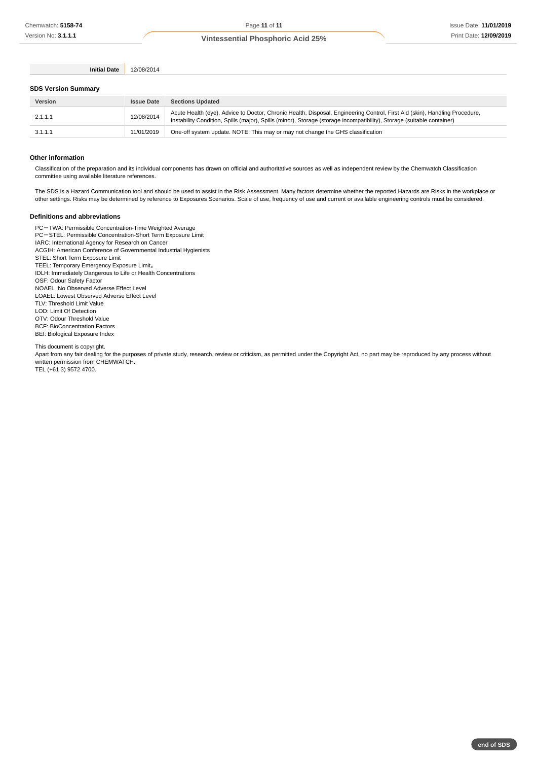| | |
|---|---|
| **Initial Date** | 12/08/2014 |

### SDS Version Summary

| Version | Issue Date | Sections Updated |
|---|---|---|
| 2.1.1.1 | 12/08/2014 | Acute Health (eye), Advice to Doctor, Chronic Health, Disposal, Engineering Control, First Aid (skin), Handling Procedure, Instability Condition, Spills (major), Spills (minor), Storage (storage incompatibility), Storage (suitable container) |
| 3.1.1.1 | 11/01/2019 | One-off system update. NOTE: This may or may not change the GHS classification |

### Other information

Classification of the preparation and its individual components has drawn on official and authoritative sources as well as independent review by the Chemwatch Classification committee using available literature references.

The SDS is a Hazard Communication tool and should be used to assist in the Risk Assessment. Many factors determine whether the reported Hazards are Risks in the workplace or other settings. Risks may be determined by reference to Exposures Scenarios. Scale of use, frequency of use and current or available engineering controls must be considered.

### Definitions and abbreviations

PC－TWA: Permissible Concentration-Time Weighted Average
PC－STEL: Permissible Concentration-Short Term Exposure Limit
IARC: International Agency for Research on Cancer
ACGIH: American Conference of Governmental Industrial Hygienists
STEL: Short Term Exposure Limit
TEEL: Temporary Emergency Exposure Limit。
IDLH: Immediately Dangerous to Life or Health Concentrations
OSF: Odour Safety Factor
NOAEL :No Observed Adverse Effect Level
LOAEL: Lowest Observed Adverse Effect Level
TLV: Threshold Limit Value
LOD: Limit Of Detection
OTV: Odour Threshold Value
BCF: BioConcentration Factors
BEI: Biological Exposure Index

This document is copyright.
Apart from any fair dealing for the purposes of private study, research, review or criticism, as permitted under the Copyright Act, no part may be reproduced by any process without written permission from CHEMWATCH.
TEL (+61 3) 9572 4700.

**end of SDS**